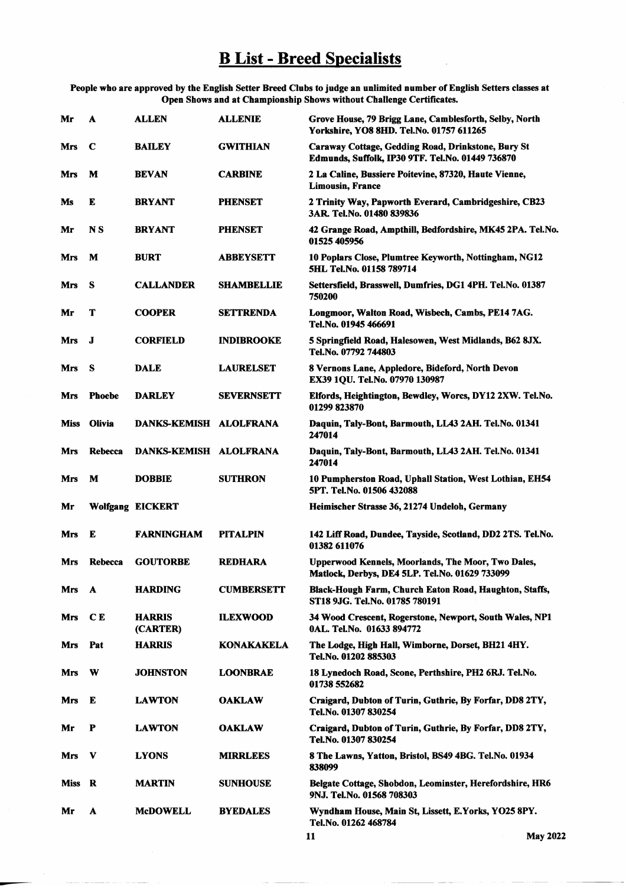# B List - Breed Specialists

**People who are approved by the English Setter Breed Clubs to judge an unlimited number of English Setters classes at Open Shows and at Championship Shows without Challenge Certificates.**

| | | | | |
|---|---|---|---|---|
| Mr | A | ALLEN | ALLENIE | Grove House, 79 Brigg Lane, Camblesforth, Selby, North Yorkshire, YO8 8HD. Tel.No. 01757 611265 |
| Mrs | C | BAILEY | GWITHIAN | Caraway Cottage, Gedding Road, Drinkstone, Bury St Edmunds, Suffolk, IP30 9TF. Tel.No. 01449 736870 |
| Mrs | M | BEVAN | CARBINE | 2 La Caline, Bussiere Poitevine, 87320, Haute Vienne, Limousin, France |
| Ms | E | BRYANT | PHENSET | 2 Trinity Way, Papworth Everard, Cambridgeshire, CB23 3AR. Tel.No. 01480 839836 |
| Mr | N S | BRYANT | PHENSET | 42 Grange Road, Ampthill, Bedfordshire, MK45 2PA. Tel.No. 01525 405956 |
| Mrs | M | BURT | ABBEYSETT | 10 Poplars Close, Plumtree Keyworth, Nottingham, NG12 5HL Tel.No. 01158 789714 |
| Mrs | S | CALLANDER | SHAMBELLIE | Settersfield, Brasswell, Dumfries, DG1 4PH. Tel.No. 01387 750200 |
| Mr | T | COOPER | SETTRENDA | Longmoor, Walton Road, Wisbech, Cambs, PE14 7AG. Tel.No. 01945 466691 |
| Mrs | J | CORFIELD | INDIBROOKE | 5 Springfield Road, Halesowen, West Midlands, B62 8JX. Tel.No. 07792 744803 |
| Mrs | S | DALE | LAURELSET | 8 Vernons Lane, Appledore, Bideford, North Devon EX39 1QU. Tel.No. 07970 130987 |
| Mrs | Phoebe | DARLEY | SEVERNSETT | Elfords, Heightington, Bewdley, Worcs, DY12 2XW. Tel.No. 01299 823870 |
| Miss | Olivia | DANKS-KEMISH | ALOLFRANA | Daquin, Taly-Bont, Barmouth, LL43 2AH. Tel.No. 01341 247014 |
| Mrs | Rebecca | DANKS-KEMISH | ALOLFRANA | Daquin, Taly-Bont, Barmouth, LL43 2AH. Tel.No. 01341 247014 |
| Mrs | M | DOBBIE | SUTHRON | 10 Pumpherston Road, Uphall Station, West Lothian, EH54 5PT. Tel.No. 01506 432088 |
| Mr | Wolfgang | EICKERT | | Heimischer Strasse 36, 21274 Undeloh, Germany |
| Mrs | E | FARNINGHAM | PITALPIN | 142 Liff Road, Dundee, Tayside, Scotland, DD2 2TS. Tel.No. 01382 611076 |
| Mrs | Rebecca | GOUTORBE | REDHARA | Upperwood Kennels, Moorlands, The Moor, Two Dales, Matlock, Derbys, DE4 5LP. Tel.No. 01629 733099 |
| Mrs | A | HARDING | CUMBERSETT | Black-Hough Farm, Church Eaton Road, Haughton, Staffs, ST18 9JG. Tel.No. 01785 780191 |
| Mrs | C E | HARRIS (CARTER) | ILEXWOOD | 34 Wood Crescent, Rogerstone, Newport, South Wales, NP1 0AL. Tel.No. 01633 894772 |
| Mrs | Pat | HARRIS | KONAKAKELA | The Lodge, High Hall, Wimborne, Dorset, BH21 4HY. Tel.No. 01202 885303 |
| Mrs | W | JOHNSTON | LOONBRAE | 18 Lynedoch Road, Scone, Perthshire, PH2 6RJ. Tel.No. 01738 552682 |
| Mrs | E | LAWTON | OAKLAW | Craigard, Dubton of Turin, Guthrie, By Forfar, DD8 2TY, Tel.No. 01307 830254 |
| Mr | P | LAWTON | OAKLAW | Craigard, Dubton of Turin, Guthrie, By Forfar, DD8 2TY, Tel.No. 01307 830254 |
| Mrs | V | LYONS | MIRRLEES | 8 The Lawns, Yatton, Bristol, BS49 4BG. Tel.No. 01934 838099 |
| Miss | R | MARTIN | SUNHOUSE | Belgate Cottage, Shobdon, Leominster, Herefordshire, HR6 9NJ. Tel.No. 01568 708303 |
| Mr | A | McDOWELL | BYEDALES | Wyndham House, Main St, Lissett, E.Yorks, YO25 8PY. Tel.No. 01262 468784 |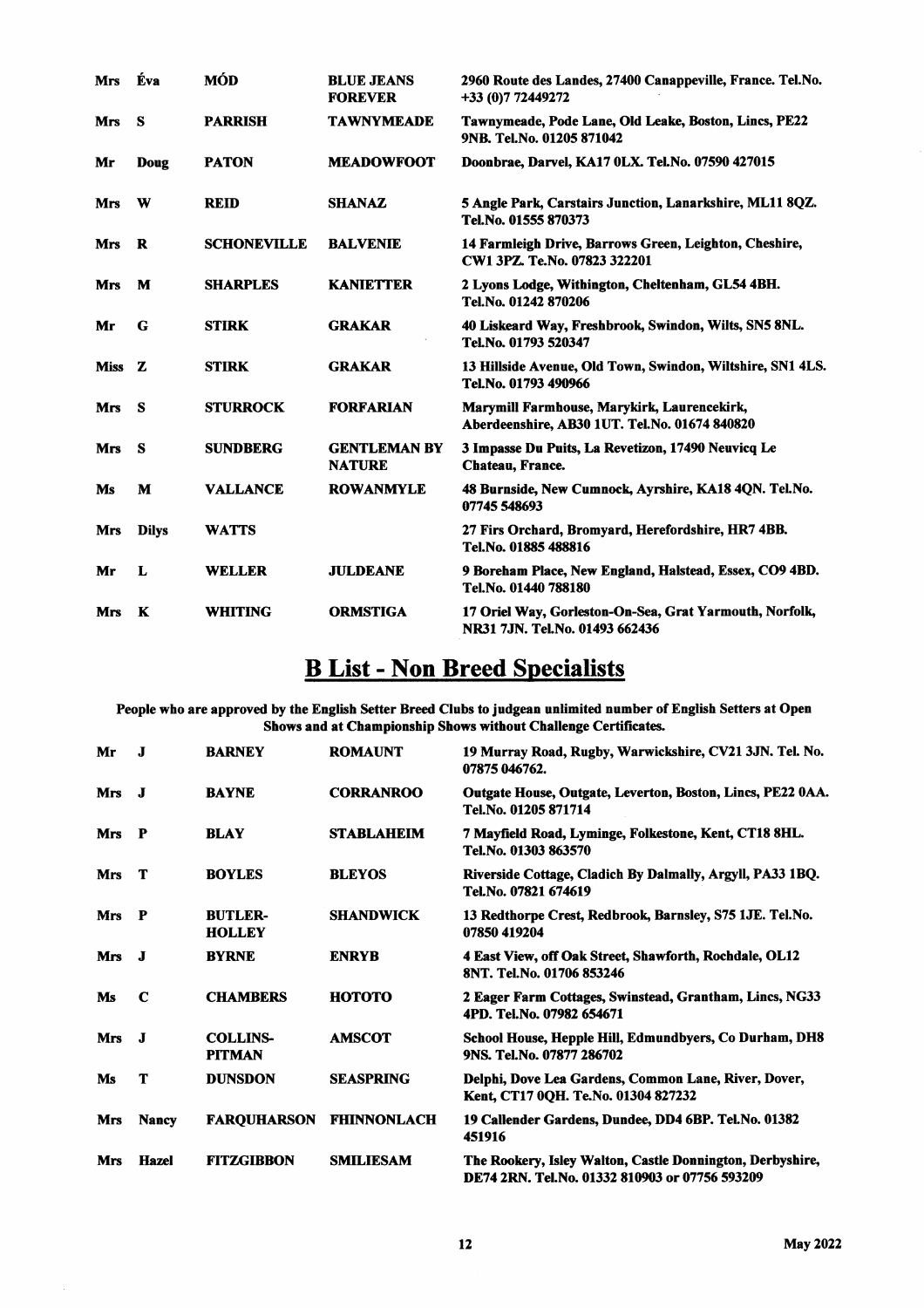| | | | | |
|---|---|---|---|---|
| Mrs | Éva | MÓD | BLUE JEANS FOREVER | 2960 Route des Landes, 27400 Canappeville, France. Tel.No. +33 (0)7 72449272 |
| Mrs | S | PARRISH | TAWNYMEADE | Tawnymeade, Pode Lane, Old Leake, Boston, Lincs, PE22 9NB. Tel.No. 01205 871042 |
| Mr | Doug | PATON | MEADOWFOOT | Doonbrae, Darvel, KA17 0LX. Tel.No. 07590 427015 |
| Mrs | W | REID | SHANAZ | 5 Angle Park, Carstairs Junction, Lanarkshire, ML11 8QZ. Tel.No. 01555 870373 |
| Mrs | R | SCHONEVILLE | BALVENIE | 14 Farmleigh Drive, Barrows Green, Leighton, Cheshire, CW1 3PZ. Te.No. 07823 322201 |
| Mrs | M | SHARPLES | KANIETTER | 2 Lyons Lodge, Withington, Cheltenham, GL54 4BH. Tel.No. 01242 870206 |
| Mr | G | STIRK | GRAKAR | 40 Liskeard Way, Freshbrook, Swindon, Wilts, SN5 8NL. Tel.No. 01793 520347 |
| Miss | Z | STIRK | GRAKAR | 13 Hillside Avenue, Old Town, Swindon, Wiltshire, SN1 4LS. Tel.No. 01793 490966 |
| Mrs | S | STURROCK | FORFARIAN | Marymill Farmhouse, Marykirk, Laurencekirk, Aberdeenshire, AB30 1UT. Tel.No. 01674 840820 |
| Mrs | S | SUNDBERG | GENTLEMAN BY NATURE | 3 Impasse Du Puits, La Revetizon, 17490 Neuvicq Le Chateau, France. |
| Ms | M | VALLANCE | ROWANMYLE | 48 Burnside, New Cumnock, Ayrshire, KA18 4QN. Tel.No. 07745 548693 |
| Mrs | Dilys | WATTS | | 27 Firs Orchard, Bromyard, Herefordshire, HR7 4BB. Tel.No. 01885 488816 |
| Mr | L | WELLER | JULDEANE | 9 Boreham Place, New England, Halstead, Essex, CO9 4BD. Tel.No. 01440 788180 |
| Mrs | K | WHITING | ORMSTIGA | 17 Oriel Way, Gorleston-On-Sea, Grat Yarmouth, Norfolk, NR31 7JN. Tel.No. 01493 662436 |

## B List - Non Breed Specialists

**People who are approved by the English Setter Breed Clubs to judgean unlimited number of English Setters at Open Shows and at Championship Shows without Challenge Certificates.**

| | | | | |
|---|---|---|---|---|
| Mr | J | BARNEY | ROMAUNT | 19 Murray Road, Rugby, Warwickshire, CV21 3JN. Tel. No. 07875 046762. |
| Mrs | J | BAYNE | CORRANROO | Outgate House, Outgate, Leverton, Boston, Lincs, PE22 0AA. Tel.No. 01205 871714 |
| Mrs | P | BLAY | STABLAHEIM | 7 Mayfield Road, Lyminge, Folkestone, Kent, CT18 8HL. Tel.No. 01303 863570 |
| Mrs | T | BOYLES | BLEYOS | Riverside Cottage, Cladich By Dalmally, Argyll, PA33 1BQ. Tel.No. 07821 674619 |
| Mrs | P | BUTLER-HOLLEY | SHANDWICK | 13 Redthorpe Crest, Redbrook, Barnsley, S75 1JE. Tel.No. 07850 419204 |
| Mrs | J | BYRNE | ENRYB | 4 East View, off Oak Street, Shawforth, Rochdale, OL12 8NT. Tel.No. 01706 853246 |
| Ms | C | CHAMBERS | HOTOTO | 2 Eager Farm Cottages, Swinstead, Grantham, Lincs, NG33 4PD. Tel.No. 07982 654671 |
| Mrs | J | COLLINS-PITMAN | AMSCOT | School House, Hepple Hill, Edmundbyers, Co Durham, DH8 9NS. Tel.No. 07877 286702 |
| Ms | T | DUNSDON | SEASPRING | Delphi, Dove Lea Gardens, Common Lane, River, Dover, Kent, CT17 0QH. Te.No. 01304 827232 |
| Mrs | Nancy | FARQUHARSON | FHINNONLACH | 19 Callender Gardens, Dundee, DD4 6BP. Tel.No. 01382 451916 |
| Mrs | Hazel | FITZGIBBON | SMILIESAM | The Rookery, Isley Walton, Castle Donnington, Derbyshire, DE74 2RN. Tel.No. 01332 810903 or 07756 593209 |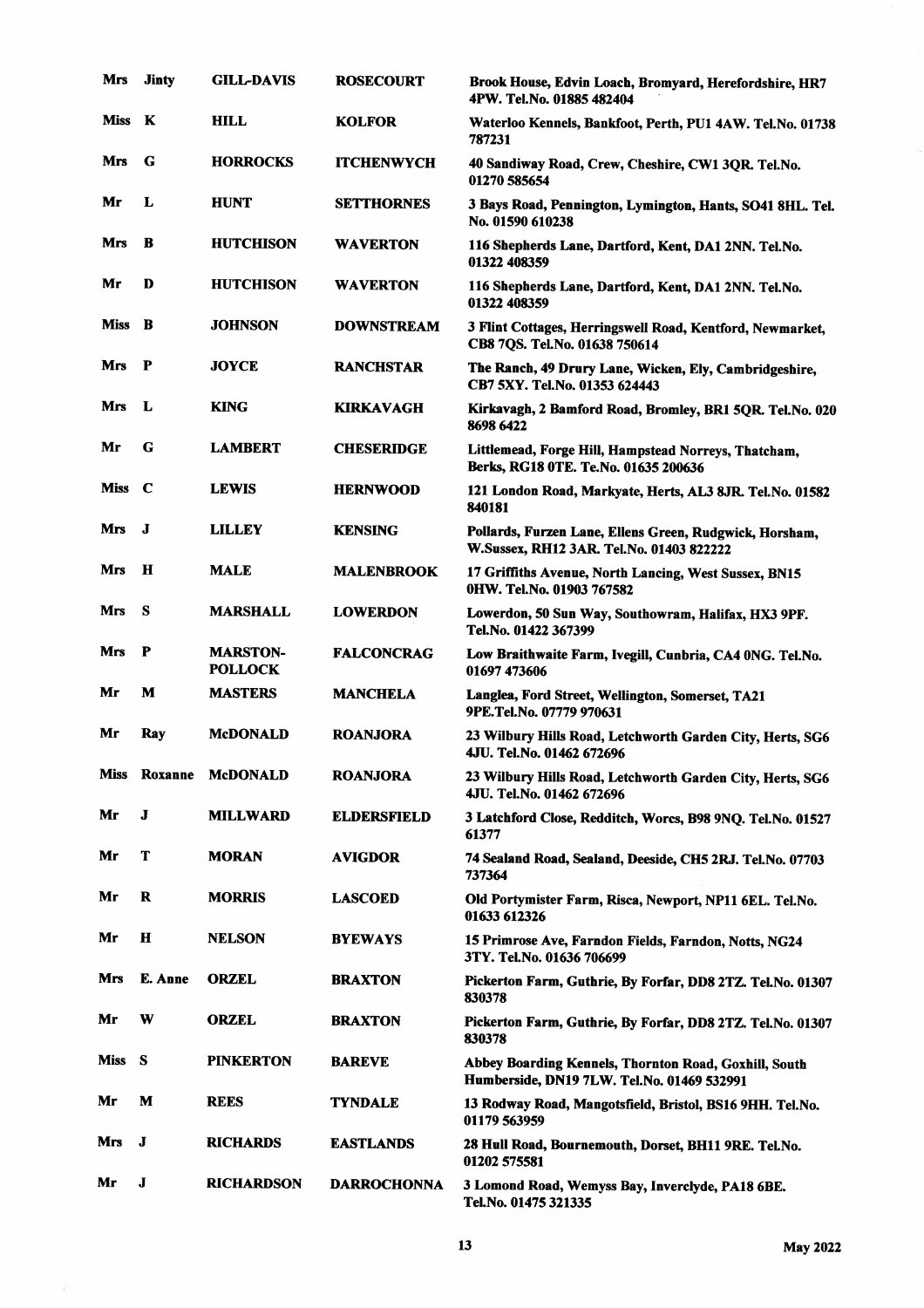| | | | | |
|---|---|---|---|---|
| **Mrs** | **Jinty** | **GILL-DAVIS** | **ROSECOURT** | **Brook House, Edvin Loach, Bromyard, Herefordshire, HR7 4PW. Tel.No. 01885 482404** |
| **Miss** | **K** | **HILL** | **KOLFOR** | **Waterloo Kennels, Bankfoot, Perth, PU1 4AW. Tel.No. 01738 787231** |
| **Mrs** | **G** | **HORROCKS** | **ITCHENWYCH** | **40 Sandiway Road, Crew, Cheshire, CW1 3QR. Tel.No. 01270 585654** |
| **Mr** | **L** | **HUNT** | **SETTHORNES** | **3 Bays Road, Pennington, Lymington, Hants, SO41 8HL. Tel. No. 01590 610238** |
| **Mrs** | **B** | **HUTCHISON** | **WAVERTON** | **116 Shepherds Lane, Dartford, Kent, DA1 2NN. Tel.No. 01322 408359** |
| **Mr** | **D** | **HUTCHISON** | **WAVERTON** | **116 Shepherds Lane, Dartford, Kent, DA1 2NN. Tel.No. 01322 408359** |
| **Miss** | **B** | **JOHNSON** | **DOWNSTREAM** | **3 Flint Cottages, Herringswell Road, Kentford, Newmarket, CB8 7QS. Tel.No. 01638 750614** |
| **Mrs** | **P** | **JOYCE** | **RANCHSTAR** | **The Ranch, 49 Drury Lane, Wicken, Ely, Cambridgeshire, CB7 5XY. Tel.No. 01353 624443** |
| **Mrs** | **L** | **KING** | **KIRKAVAGH** | **Kirkavagh, 2 Bamford Road, Bromley, BR1 5QR. Tel.No. 020 8698 6422** |
| **Mr** | **G** | **LAMBERT** | **CHESERIDGE** | **Littlemead, Forge Hill, Hampstead Norreys, Thatcham, Berks, RG18 0TE. Te.No. 01635 200636** |
| **Miss** | **C** | **LEWIS** | **HERNWOOD** | **121 London Road, Markyate, Herts, AL3 8JR. Tel.No. 01582 840181** |
| **Mrs** | **J** | **LILLEY** | **KENSING** | **Pollards, Furzen Lane, Ellens Green, Rudgwick, Horsham, W.Sussex, RH12 3AR. Tel.No. 01403 822222** |
| **Mrs** | **H** | **MALE** | **MALENBROOK** | **17 Griffiths Avenue, North Lancing, West Sussex, BN15 0HW. Tel.No. 01903 767582** |
| **Mrs** | **S** | **MARSHALL** | **LOWERDON** | **Lowerdon, 50 Sun Way, Southowram, Halifax, HX3 9PF. Tel.No. 01422 367399** |
| **Mrs** | **P** | **MARSTON-POLLOCK** | **FALCONCRAG** | **Low Braithwaite Farm, Ivegill, Cunbria, CA4 0NG. Tel.No. 01697 473606** |
| **Mr** | **M** | **MASTERS** | **MANCHELA** | **Langlea, Ford Street, Wellington, Somerset, TA21 9PE.Tel.No. 07779 970631** |
| **Mr** | **Ray** | **McDONALD** | **ROANJORA** | **23 Wilbury Hills Road, Letchworth Garden City, Herts, SG6 4JU. Tel.No. 01462 672696** |
| **Miss** | **Roxanne** | **McDONALD** | **ROANJORA** | **23 Wilbury Hills Road, Letchworth Garden City, Herts, SG6 4JU. Tel.No. 01462 672696** |
| **Mr** | **J** | **MILLWARD** | **ELDERSFIELD** | **3 Latchford Close, Redditch, Worcs, B98 9NQ. Tel.No. 01527 61377** |
| **Mr** | **T** | **MORAN** | **AVIGDOR** | **74 Sealand Road, Sealand, Deeside, CH5 2RJ. Tel.No. 07703 737364** |
| **Mr** | **R** | **MORRIS** | **LASCOED** | **Old Portymister Farm, Risca, Newport, NP11 6EL. Tel.No. 01633 612326** |
| **Mr** | **H** | **NELSON** | **BYEWAYS** | **15 Primrose Ave, Farndon Fields, Farndon, Notts, NG24 3TY. Tel.No. 01636 706699** |
| **Mrs** | **E. Anne** | **ORZEL** | **BRAXTON** | **Pickerton Farm, Guthrie, By Forfar, DD8 2TZ. Tel.No. 01307 830378** |
| **Mr** | **W** | **ORZEL** | **BRAXTON** | **Pickerton Farm, Guthrie, By Forfar, DD8 2TZ. Tel.No. 01307 830378** |
| **Miss** | **S** | **PINKERTON** | **BAREVE** | **Abbey Boarding Kennels, Thornton Road, Goxhill, South Humberside, DN19 7LW. Tel.No. 01469 532991** |
| **Mr** | **M** | **REES** | **TYNDALE** | **13 Rodway Road, Mangotsfield, Bristol, BS16 9HH. Tel.No. 01179 563959** |
| **Mrs** | **J** | **RICHARDS** | **EASTLANDS** | **28 Hull Road, Bournemouth, Dorset, BH11 9RE. Tel.No. 01202 575581** |
| **Mr** | **J** | **RICHARDSON** | **DARROCHONNA** | **3 Lomond Road, Wemyss Bay, Inverclyde, PA18 6BE. Tel.No. 01475 321335** |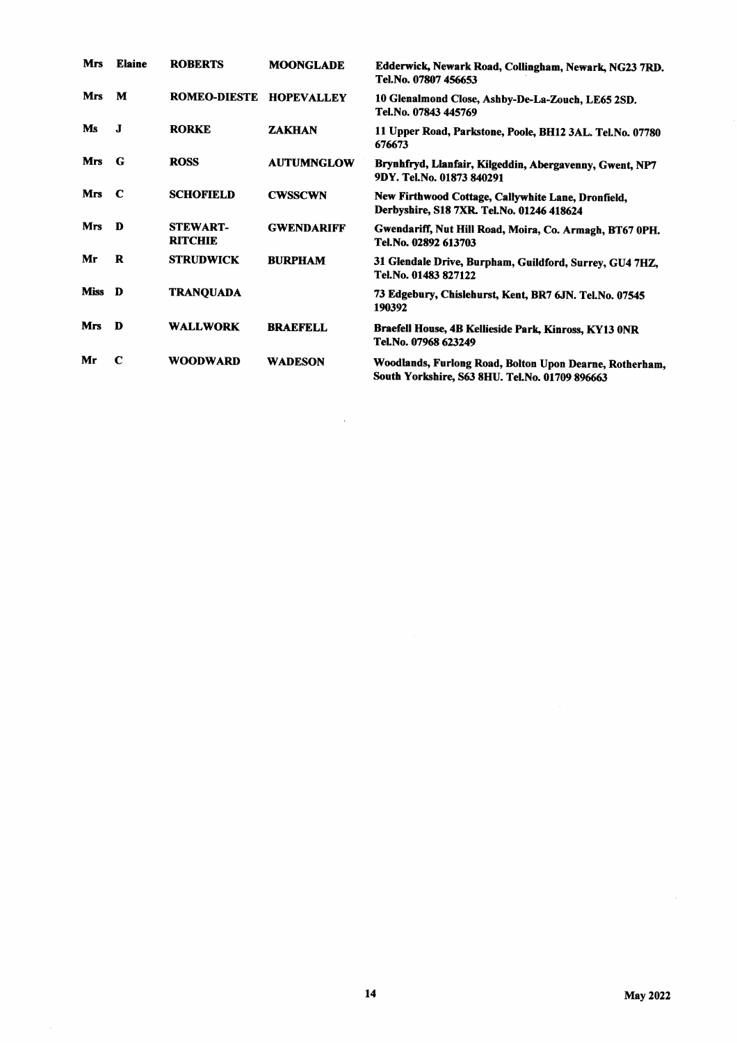| | | | | |
|---|---|---|---|---|
| Mrs | Elaine | ROBERTS | MOONGLADE | Edderwick, Newark Road, Collingham, Newark, NG23 7RD. Tel.No. 07807 456653 |
| Mrs | M | ROMEO-DIESTE | HOPEVALLEY | 10 Glenalmond Close, Ashby-De-La-Zouch, LE65 2SD. Tel.No. 07843 445769 |
| Ms | J | RORKE | ZAKHAN | 11 Upper Road, Parkstone, Poole, BH12 3AL. Tel.No. 07780 676673 |
| Mrs | G | ROSS | AUTUMNGLOW | Brynhfryd, Llanfair, Kilgeddin, Abergavenny, Gwent, NP7 9DY. Tel.No. 01873 840291 |
| Mrs | C | SCHOFIELD | CWSSCWN | New Firthwood Cottage, Callywhite Lane, Dronfield, Derbyshire, S18 7XR. Tel.No. 01246 418624 |
| Mrs | D | STEWART-RITCHIE | GWENDARIFF | Gwendariff, Nut Hill Road, Moira, Co. Armagh, BT67 0PH. Tel.No. 02892 613703 |
| Mr | R | STRUDWICK | BURPHAM | 31 Glendale Drive, Burpham, Guildford, Surrey, GU4 7HZ, Tel.No. 01483 827122 |
| Miss | D | TRANQUADA | | 73 Edgebury, Chislehurst, Kent, BR7 6JN. Tel.No. 07545 190392 |
| Mrs | D | WALLWORK | BRAEFELL | Braefell House, 4B Kellieside Park, Kinross, KY13 0NR Tel.No. 07968 623249 |
| Mr | C | WOODWARD | WADESON | Woodlands, Furlong Road, Bolton Upon Dearne, Rotherham, South Yorkshire, S63 8HU. Tel.No. 01709 896663 |